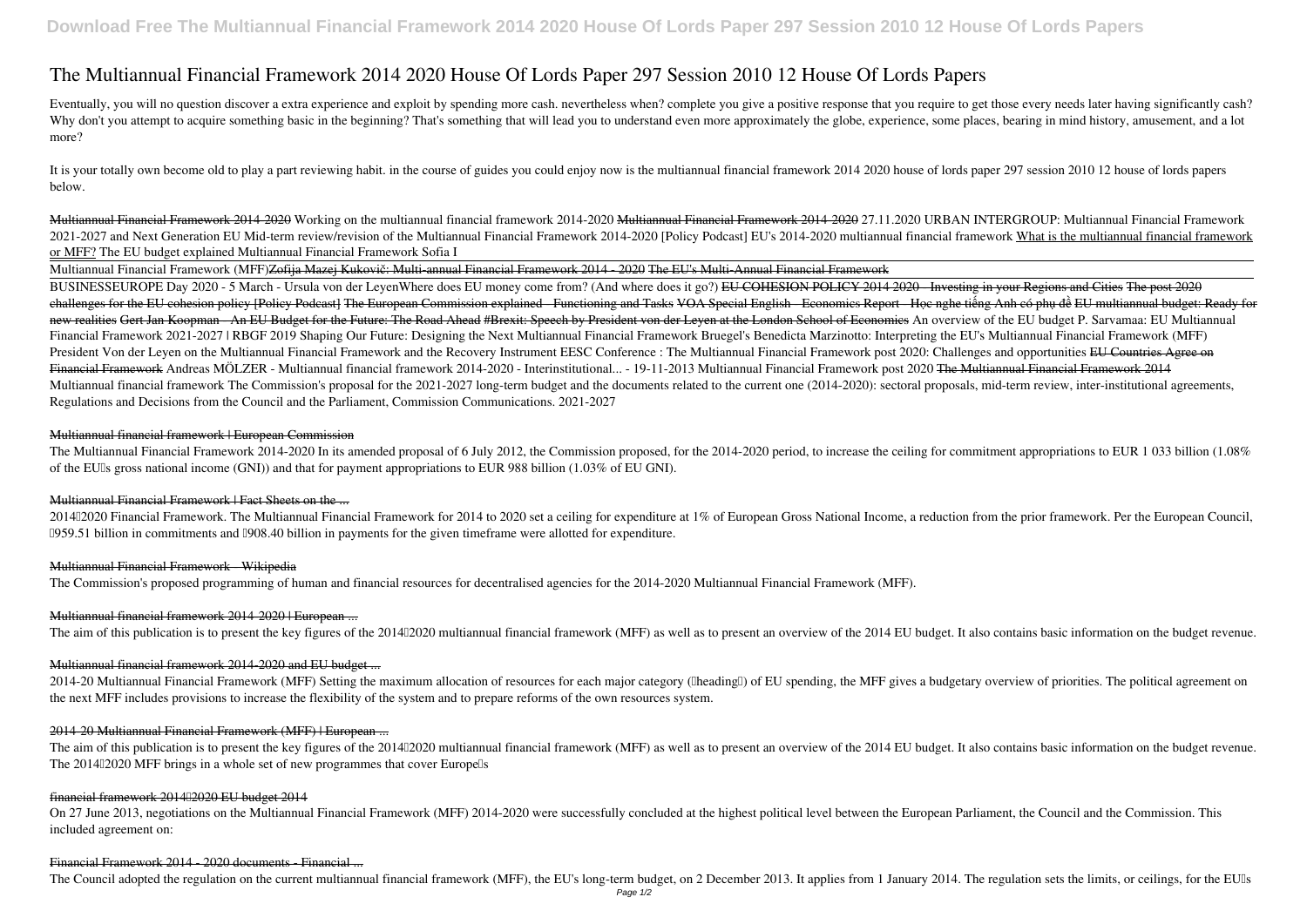# The Multiannual Financial Framework 2014 2020 House Of Lords Paper 297 Session 2010 12 House Of Lords Papers

Eventually, you will no question discover a extra experience and exploit by spending more cash. nevertheless when? complete you give a positive response that you require to get those every needs later having significantly cash? Why don't you attempt to acquire something basic in the beginning? That's something that will lead you to understand even more approximately the globe, experience, some places, bearing in mind history, amusement, and a lot more?

It is your totally own become old to play a part reviewing habit. in the course of guides you could enjoy now is **the multiannual financial framework 2014 2020 house of lords paper 297 session 2010 12 house of lords papers** below.

Multiannual Financial Framework 2014-2020 *Working on the multiannual financial framework 2014-2020* Multiannual Financial Framework 2014-2020 *27.11.2020 URBAN INTERGROUP: Multiannual Financial Framework 2021-2027 and Next Generation EU Mid-term review/revision of the Multiannual Financial Framework 2014-2020 [Policy Podcast] EU's 2014-2020 multiannual financial framework* What is the multiannual financial framework or MFF? *The EU budget explained Multiannual Financial Framework Sofia I*

Multiannual Financial Framework (MFF)Zofija Mazej Kukovič: Multi-annual Financial Framework 2014 - 2020 The EU's Multi-Annual Financial Framework

BUSINESSEUROPE Day 2020 - 5 March - Ursula von der Leyen*Where does EU money come from? (And where does it go?)* EU COHESION POLICY 2014-2020 - Investing in your Regions and Cities The post 2020 challenges for the EU cohesion policy [Policy Podcast] The European Commission explained - Functioning and Tasks VOA Special English - Economics Report - Học nghe tiếng Anh có phụ đề EU multiannual budget: Ready for new realities Gert Jan Koopman - An EU Budget for the Future: The Road Ahead #Brexit: Speech by President von der Leyen at the London School of Economics *An overview of the EU budget P. Sarvamaa: EU Multiannual Financial Framework 2021-2027 | RBGF 2019 Shaping Our Future: Designing the Next Multiannual Financial Framework Bruegel's Benedicta Marzinotto: Interpreting the EU's Multiannual Financial Framework (MFF) President Von der Leyen on the Multiannual Financial Framework and the Recovery Instrument EESC Conference : The Multiannual Financial Framework post 2020: Challenges and opportunities* EU Countries Agree on Financial Framework *Andreas MÖLZER - Multiannual financial framework 2014-2020 - Interinstitutional... - 19-11-2013 Multiannual Financial Framework post 2020* The Multiannual Financial Framework 2014

Multiannual financial framework The Commission's proposal for the 2021-2027 long-term budget and the documents related to the current one (2014-2020): sectoral proposals, mid-term review, inter-institutional agreements, Regulations and Decisions from the Council and the Parliament, Commission Communications. 2021-2027

## Multiannual financial framework | European Commission

The Multiannual Financial Framework 2014-2020 In its amended proposal of 6 July 2012, the Commission proposed, for the 2014-2020 period, to increase the ceiling for commitment appropriations to EUR 1 033 billion (1.08% of the EU's gross national income (GNI)) and that for payment appropriations to EUR 988 billion (1.03% of EU GNI).

## Multiannual Financial Framework | Fact Sheets on the ...

2014–2020 Financial Framework. The Multiannual Financial Framework for 2014 to 2020 set a ceiling for expenditure at 1% of European Gross National Income, a reduction from the prior framework. Per the European Council, €959.51 billion in commitments and €908.40 billion in payments for the given timeframe were allotted for expenditure.

## Multiannual Financial Framework - Wikipedia

The Commission's proposed programming of human and financial resources for decentralised agencies for the 2014-2020 Multiannual Financial Framework (MFF).

## Multiannual financial framework 2014-2020 | European ...

The aim of this publication is to present the key figures of the 2014–2020 multiannual financial framework (MFF) as well as to present an overview of the 2014 EU budget. It also contains basic information on the budget revenue.

## Multiannual financial framework 2014-2020 and EU budget ...

2014-20 Multiannual Financial Framework (MFF) Setting the maximum allocation of resources for each major category ("heading") of EU spending, the MFF gives a budgetary overview of priorities. The political agreement on the next MFF includes provisions to increase the flexibility of the system and to prepare reforms of the own resources system.

## 2014-20 Multiannual Financial Framework (MFF) | European ...

The aim of this publication is to present the key figures of the 2014–2020 multiannual financial framework (MFF) as well as to present an overview of the 2014 EU budget. It also contains basic information on the budget revenue. The 2014–2020 MFF brings in a whole set of new programmes that cover Europe's

## financial framework 2014–2020 EU budget 2014

On 27 June 2013, negotiations on the Multiannual Financial Framework (MFF) 2014-2020 were successfully concluded at the highest political level between the European Parliament, the Council and the Commission. This included agreement on:

## Financial Framework 2014 - 2020 documents - Financial ...

The Council adopted the regulation on the current multiannual financial framework (MFF), the EU's long-term budget, on 2 December 2013. It applies from 1 January 2014. The regulation sets the limits, or ceilings, for the EU's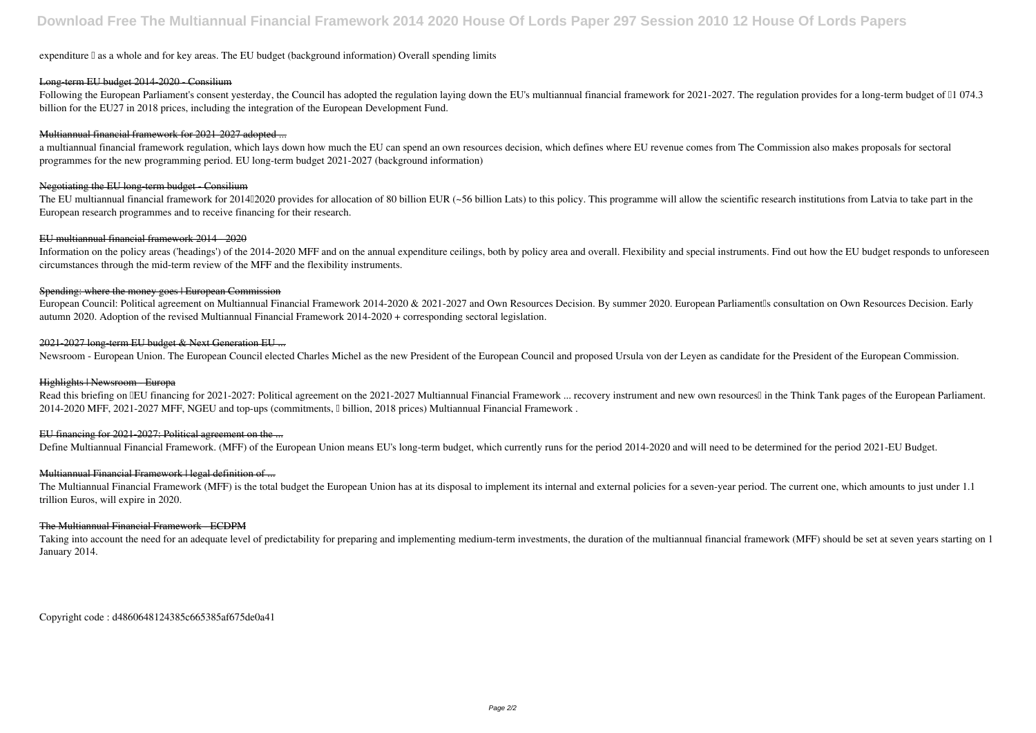expenditure  as a whole and for key areas. The EU budget (background information) Overall spending limits

#### Long-term EU budget 2014-2020 - Consilium

Following the European Parliament's consent yesterday, the Council has adopted the regulation laying down the EU's multiannual financial framework for 2021-2027. The regulation provides for a long-term budget of 1 074.3 billion for the EU27 in 2018 prices, including the integration of the European Development Fund.

#### Multiannual financial framework for 2021-2027 adopted ...

a multiannual financial framework regulation, which lays down how much the EU can spend an own resources decision, which defines where EU revenue comes from The Commission also makes proposals for sectoral programmes for the new programming period. EU long-term budget 2021-2027 (background information)

#### Negotiating the EU long-term budget - Consilium

The EU multiannual financial framework for 20142020 provides for allocation of 80 billion EUR (~56 billion Lats) to this policy. This programme will allow the scientific research institutions from Latvia to take part in the European research programmes and to receive financing for their research.

#### EU multiannual financial framework 2014 - 2020

Information on the policy areas ('headings') of the 2014-2020 MFF and on the annual expenditure ceilings, both by policy area and overall. Flexibility and special instruments. Find out how the EU budget responds to unforeseen circumstances through the mid-term review of the MFF and the flexibility instruments.

#### Spending: where the money goes | European Commission

European Council: Political agreement on Multiannual Financial Framework 2014-2020 & 2021-2027 and Own Resources Decision. By summer 2020. European Parliament's consultation on Own Resources Decision. Early autumn 2020. Adoption of the revised Multiannual Financial Framework 2014-2020 + corresponding sectoral legislation.

#### 2021-2027 long-term EU budget & Next Generation EU ...

Newsroom - European Union. The European Council elected Charles Michel as the new President of the European Council and proposed Ursula von der Leyen as candidate for the President of the European Commission.

#### Highlights | Newsroom - Europa

Read this briefing on 'EU financing for 2021-2027: Political agreement on the 2021-2027 Multiannual Financial Framework ... recovery instrument and new own resources' in the Think Tank pages of the European Parliament. 2014-2020 MFF, 2021-2027 MFF, NGEU and top-ups (commitments,  billion, 2018 prices) Multiannual Financial Framework .

#### EU financing for 2021-2027: Political agreement on the ...

Define Multiannual Financial Framework. (MFF) of the European Union means EU's long-term budget, which currently runs for the period 2014-2020 and will need to be determined for the period 2021-EU Budget.

#### Multiannual Financial Framework | legal definition of ...

The Multiannual Financial Framework (MFF) is the total budget the European Union has at its disposal to implement its internal and external policies for a seven-year period. The current one, which amounts to just under 1.1 trillion Euros, will expire in 2020.

#### The Multiannual Financial Framework - ECDPM

Taking into account the need for an adequate level of predictability for preparing and implementing medium-term investments, the duration of the multiannual financial framework (MFF) should be set at seven years starting on 1 January 2014.

Copyright code : d4860648124385c665385af675de0a41